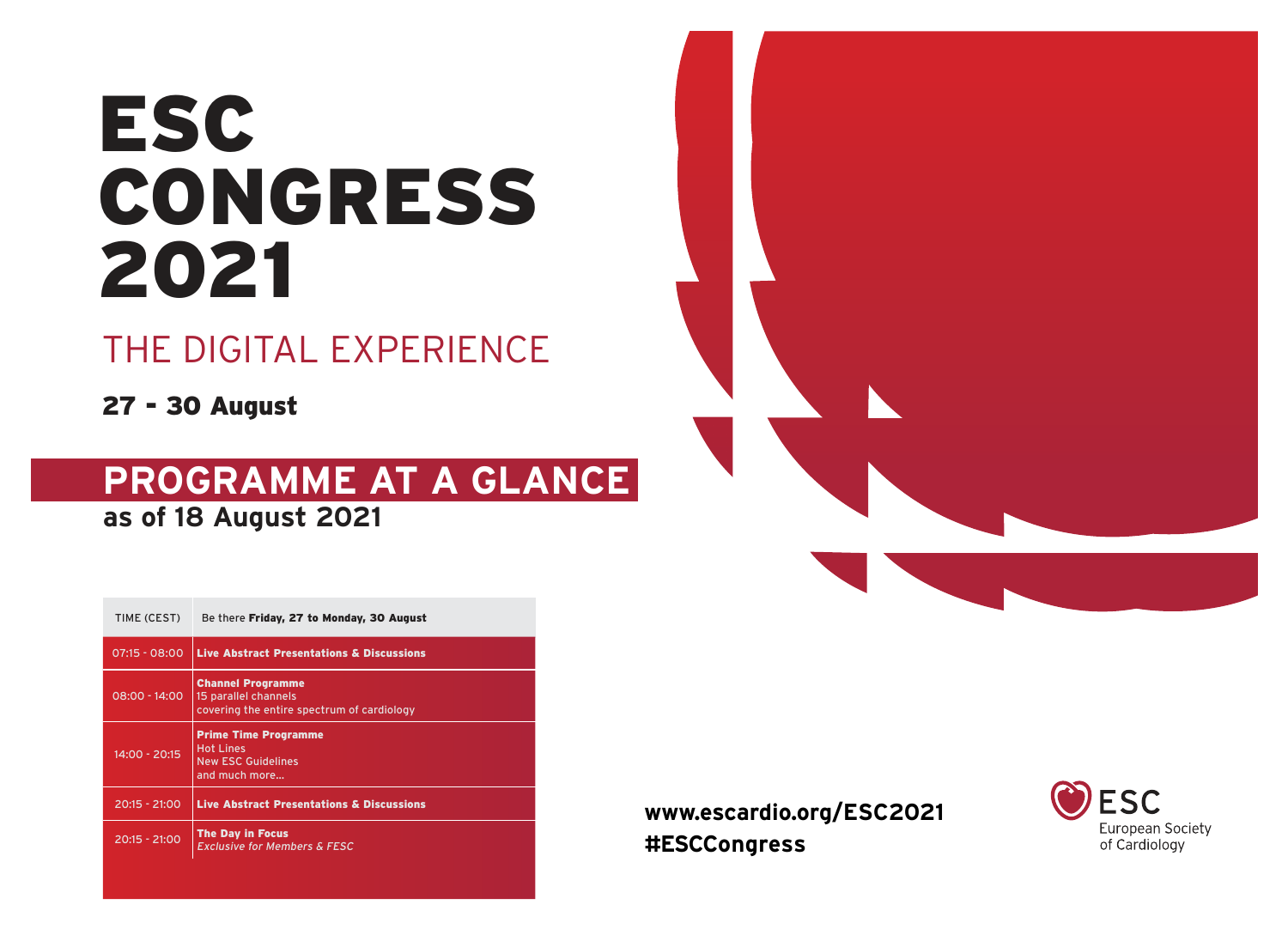# ESC CONGRESS 2021

## THE DIGITAL EXPERIENCE

**27 - 30 August**

## PROGRAMME AT A GLANCE

**as of 18 August 2021**

| TIME (CEST) | Be there **Friday, 27 to Monday, 30 August** |
|---|---|
| 07:15 - 08:00 | **Live Abstract Presentations & Discussions** |
| 08:00 - 14:00 | **Channel Programme**<br>15 parallel channels<br>covering the entire spectrum of cardiology |
| 14:00 - 20:15 | **Prime Time Programme**<br>Hot Lines<br>New ESC Guidelines<br>and much more... |
| 20:15 - 21:00 | **Live Abstract Presentations & Discussions** |
| 20:15 - 21:00 | **The Day in Focus**<br>*Exclusive for Members & FESC* |

**www.escardio.org/ESC2021**
**#ESCCongress**

ESC
European Society
of Cardiology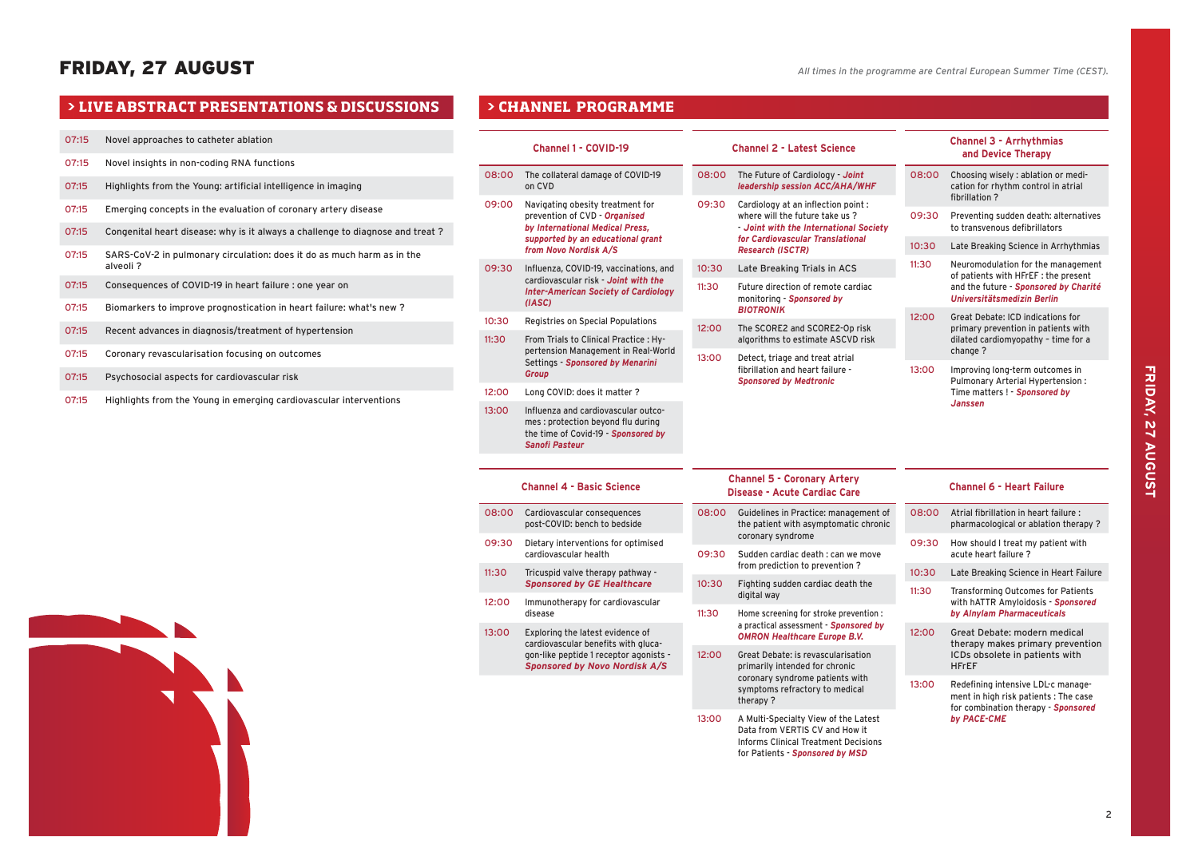# FRIDAY, 27 AUGUST

*All times in the programme are Central European Summer Time (CEST).*

## > LIVE ABSTRACT PRESENTATIONS & DISCUSSIONS

| Time | Session |
|---|---|
| 07:15 | Novel approaches to catheter ablation |
| 07:15 | Novel insights in non-coding RNA functions |
| 07:15 | Highlights from the Young: artificial intelligence in imaging |
| 07:15 | Emerging concepts in the evaluation of coronary artery disease |
| 07:15 | Congenital heart disease: why is it always a challenge to diagnose and treat ? |
| 07:15 | SARS-CoV-2 in pulmonary circulation: does it do as much harm as in the alveoli ? |
| 07:15 | Consequences of COVID-19 in heart failure : one year on |
| 07:15 | Biomarkers to improve prognostication in heart failure: what's new ? |
| 07:15 | Recent advances in diagnosis/treatment of hypertension |
| 07:15 | Coronary revascularisation focusing on outcomes |
| 07:15 | Psychosocial aspects for cardiovascular risk |
| 07:15 | Highlights from the Young in emerging cardiovascular interventions |

## > CHANNEL PROGRAMME

### Channel 1 - COVID-19

| Time | Session |
|---|---|
| 08:00 | The collateral damage of COVID-19 on CVD |
| 09:00 | Navigating obesity treatment for prevention of CVD - ***Organised by International Medical Press, supported by an educational grant from Novo Nordisk A/S*** |
| 09:30 | Influenza, COVID-19, vaccinations, and cardiovascular risk - ***Joint with the Inter-American Society of Cardiology (IASC)*** |
| 10:30 | Registries on Special Populations |
| 11:30 | From Trials to Clinical Practice : Hypertension Management in Real-World Settings - ***Sponsored by Menarini Group*** |
| 12:00 | Long COVID: does it matter ? |
| 13:00 | Influenza and cardiovascular outcomes : protection beyond flu during the time of Covid-19 - ***Sponsored by Sanofi Pasteur*** |

### Channel 2 - Latest Science

| Time | Session |
|---|---|
| 08:00 | The Future of Cardiology - ***Joint leadership session ACC/AHA/WHF*** |
| 09:30 | Cardiology at an inflection point : where will the future take us ? - ***Joint with the International Society for Cardiovascular Translational Research (ISCTR)*** |
| 10:30 | Late Breaking Trials in ACS |
| 11:30 | Future direction of remote cardiac monitoring - ***Sponsored by BIOTRONIK*** |
| 12:00 | The SCORE2 and SCORE2-Op risk algorithms to estimate ASCVD risk |
| 13:00 | Detect, triage and treat atrial fibrillation and heart failure - ***Sponsored by Medtronic*** |

### Channel 3 - Arrhythmias and Device Therapy

| Time | Session |
|---|---|
| 08:00 | Choosing wisely : ablation or medication for rhythm control in atrial fibrillation ? |
| 09:30 | Preventing sudden death: alternatives to transvenous defibrillators |
| 10:30 | Late Breaking Science in Arrhythmias |
| 11:30 | Neuromodulation for the management of patients with HFrEF : the present and the future - ***Sponsored by Charité Universitätsmedizin Berlin*** |
| 12:00 | Great Debate: ICD indications for primary prevention in patients with dilated cardiomyopathy - time for a change ? |
| 13:00 | Improving long-term outcomes in Pulmonary Arterial Hypertension : Time matters ! - ***Sponsored by Janssen*** |

### Channel 4 - Basic Science

| Time | Session |
|---|---|
| 08:00 | Cardiovascular consequences post-COVID: bench to bedside |
| 09:30 | Dietary interventions for optimised cardiovascular health |
| 11:30 | Tricuspid valve therapy pathway - ***Sponsored by GE Healthcare*** |
| 12:00 | Immunotherapy for cardiovascular disease |
| 13:00 | Exploring the latest evidence of cardiovascular benefits with glucagon-like peptide 1 receptor agonists - ***Sponsored by Novo Nordisk A/S*** |

### Channel 5 - Coronary Artery Disease - Acute Cardiac Care

| Time | Session |
|---|---|
| 08:00 | Guidelines in Practice: management of the patient with asymptomatic chronic coronary syndrome |
| 09:30 | Sudden cardiac death : can we move from prediction to prevention ? |
| 10:30 | Fighting sudden cardiac death the digital way |
| 11:30 | Home screening for stroke prevention : a practical assessment - ***Sponsored by OMRON Healthcare Europe B.V.*** |
| 12:00 | Great Debate: is revascularisation primarily intended for chronic coronary syndrome patients with symptoms refractory to medical therapy ? |
| 13:00 | A Multi-Specialty View of the Latest Data from VERTIS CV and How it Informs Clinical Treatment Decisions for Patients - ***Sponsored by MSD*** |

### Channel 6 - Heart Failure

| Time | Session |
|---|---|
| 08:00 | Atrial fibrillation in heart failure : pharmacological or ablation therapy ? |
| 09:30 | How should I treat my patient with acute heart failure ? |
| 10:30 | Late Breaking Science in Heart Failure |
| 11:30 | Transforming Outcomes for Patients with hATTR Amyloidosis - ***Sponsored by Alnylam Pharmaceuticals*** |
| 12:00 | Great Debate: modern medical therapy makes primary prevention ICDs obsolete in patients with HFrEF |
| 13:00 | Redefining intensive LDL-c management in high risk patients : The case for combination therapy - ***Sponsored by PACE-CME*** |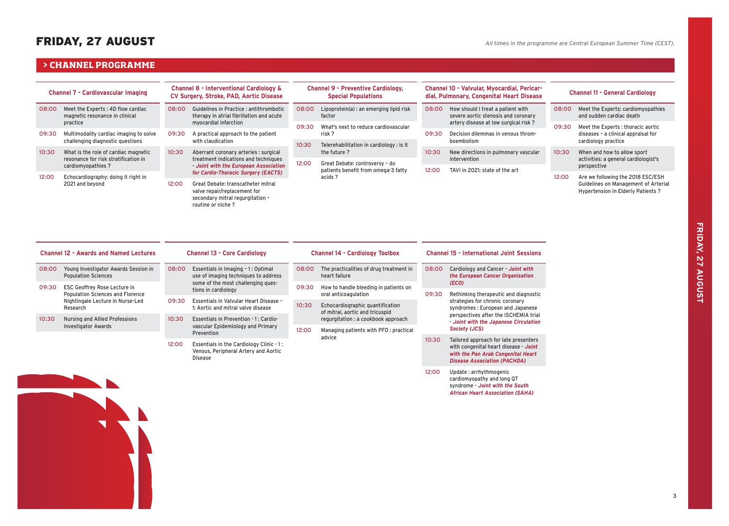# FRIDAY, 27 AUGUST

*All times in the programme are Central European Summer Time (CEST).*

## > CHANNEL PROGRAMME

### Channel 7 - Cardiovascular Imaging

| | |
|---|---|
| 08:00 | Meet the Experts : 4D flow cardiac magnetic resonance in clinical practice |
| 09:30 | Multimodality cardiac imaging to solve challenging diagnostic questions |
| 10:30 | What is the role of cardiac magnetic resonance for risk stratification in cardiomyopathies ? |
| 12:00 | Echocardiography: doing it right in 2021 and beyond |

### Channel 8 - Interventional Cardiology & CV Surgery, Stroke, PAD, Aortic Disease

| | |
|---|---|
| 08:00 | Guidelines in Practice : antithrombotic therapy in atrial fibrillation and acute myocardial infarction |
| 09:30 | A practical approach to the patient with claudication |
| 10:30 | Aberrant coronary arteries : surgical treatment indications and techniques - ***Joint with the European Association for Cardio-Thoracic Surgery (EACTS)*** |
| 12:00 | Great Debate: transcatheter mitral valve repair/replacement for secondary mitral regurgitation – routine or niche ? |

### Channel 9 - Preventive Cardiology, Special Populations

| | |
|---|---|
| 08:00 | Lipoprotein(a) : an emerging lipid risk factor |
| 09:30 | What's next to reduce cardiovascular risk ? |
| 10:30 | Telerehabilitation in cardiology : is it the future ? |
| 12:00 | Great Debate: controversy – do patients benefit from omega-3 fatty acids ? |

### Channel 10 - Valvular, Myocardial, Pericardial, Pulmonary, Congenital Heart Disease

| | |
|---|---|
| 08:00 | How should I treat a patient with severe aortic stenosis and coronary artery disease at low surgical risk ? |
| 09:30 | Decision dilemmas in venous thromboembolism |
| 10:30 | New directions in pulmonary vascular intervention |
| 12:00 | TAVI in 2021: state of the art |

### Channel 11 - General Cardiology

| | |
|---|---|
| 08:00 | Meet the Experts: cardiomyopathies and sudden cardiac death |
| 09:30 | Meet the Experts : thoracic aortic diseases – a clinical appraisal for cardiology practice |
| 10:30 | When and how to allow sport activities: a general cardiologist's perspective |
| 12:00 | Are we following the 2018 ESC/ESH Guidelines on Management of Arterial Hypertension in Elderly Patients ? |

### Channel 12 - Awards and Named Lectures

| | |
|---|---|
| 08:00 | Young Investigator Awards Session in Population Sciences |
| 09:30 | ESC Geoffrey Rose Lecture in Population Sciences and Florence Nightingale Lecture in Nurse-Led Research |
| 10:30 | Nursing and Allied Professions Investigator Awards |

### Channel 13 - Core Cardiology

| | |
|---|---|
| 08:00 | Essentials in Imaging – 1 : Optimal use of imaging techniques to address some of the most challenging questions in cardiology |
| 09:30 | Essentials in Valvular Heart Disease – 1: Aortic and mitral valve disease |
| 10:30 | Essentials in Prevention - 1 : Cardiovascular Epidemiology and Primary Prevention |
| 12:00 | Essentials in the Cardiology Clinic - 1 : Venous, Peripheral Artery and Aortic Disease |

### Channel 14 - Cardiology Toolbox

| | |
|---|---|
| 08:00 | The practicalities of drug treatment in heart failure |
| 09:30 | How to handle bleeding in patients on oral anticoagulation |
| 10:30 | Echocardiographic quantification of mitral, aortic and tricuspid regurgitation : a cookbook approach |
| 12:00 | Managing patients with PFO : practical advice |

### Channel 15 - International Joint Sessions

| | |
|---|---|
| 08:00 | Cardiology and Cancer - ***Joint with the European Cancer Organisation (ECO)*** |
| 09:30 | Rethinking therapeutic and diagnostic strategies for chronic coronary syndromes : European and Japanese perspectives after the ISCHEMIA trial - ***Joint with the Japanese Circulation Society (JCS)*** |
| 10:30 | Tailored approach for late presenters with congenital heart disease - ***Joint with the Pan Arab Congenital Heart Disease Association (PACHDA)*** |
| 12:00 | Update : arrhythmogenic cardiomyopathy and long QT syndrome - ***Joint with the South African Heart Association (SAHA)*** |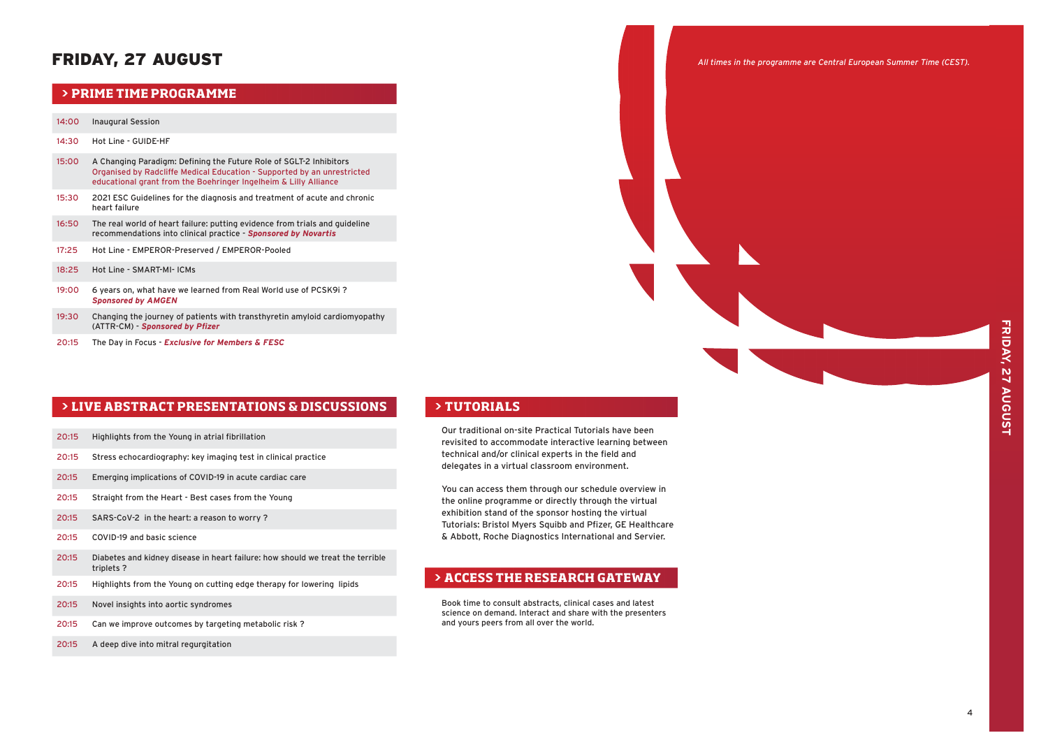# FRIDAY, 27 AUGUST

*All times in the programme are Central European Summer Time (CEST).*

## > PRIME TIME PROGRAMME

| | |
|---|---|
| 14:00 | Inaugural Session |
| 14:30 | Hot Line - GUIDE-HF |
| 15:00 | A Changing Paradigm: Defining the Future Role of SGLT-2 Inhibitors<br>Organised by Radcliffe Medical Education - Supported by an unrestricted educational grant from the Boehringer Ingelheim & Lilly Alliance |
| 15:30 | 2021 ESC Guidelines for the diagnosis and treatment of acute and chronic heart failure |
| 16:50 | The real world of heart failure: putting evidence from trials and guideline recommendations into clinical practice - ***Sponsored by Novartis*** |
| 17:25 | Hot Line - EMPEROR-Preserved / EMPEROR-Pooled |
| 18:25 | Hot Line - SMART-MI- ICMs |
| 19:00 | 6 years on, what have we learned from Real World use of PCSK9i ?<br>***Sponsored by AMGEN*** |
| 19:30 | Changing the journey of patients with transthyretin amyloid cardiomyopathy (ATTR-CM) - ***Sponsored by Pfizer*** |
| 20:15 | The Day in Focus - ***Exclusive for Members & FESC*** |

## > LIVE ABSTRACT PRESENTATIONS & DISCUSSIONS

| | |
|---|---|
| 20:15 | Highlights from the Young in atrial fibrillation |
| 20:15 | Stress echocardiography: key imaging test in clinical practice |
| 20:15 | Emerging implications of COVID-19 in acute cardiac care |
| 20:15 | Straight from the Heart - Best cases from the Young |
| 20:15 | SARS-CoV-2 in the heart: a reason to worry ? |
| 20:15 | COVID-19 and basic science |
| 20:15 | Diabetes and kidney disease in heart failure: how should we treat the terrible triplets ? |
| 20:15 | Highlights from the Young on cutting edge therapy for lowering lipids |
| 20:15 | Novel insights into aortic syndromes |
| 20:15 | Can we improve outcomes by targeting metabolic risk ? |
| 20:15 | A deep dive into mitral regurgitation |

## > TUTORIALS

Our traditional on-site Practical Tutorials have been revisited to accommodate interactive learning between technical and/or clinical experts in the field and delegates in a virtual classroom environment.

You can access them through our schedule overview in the online programme or directly through the virtual exhibition stand of the sponsor hosting the virtual Tutorials: Bristol Myers Squibb and Pfizer, GE Healthcare & Abbott, Roche Diagnostics International and Servier.

## > ACCESS THE RESEARCH GATEWAY

Book time to consult abstracts, clinical cases and latest science on demand. Interact and share with the presenters and yours peers from all over the world.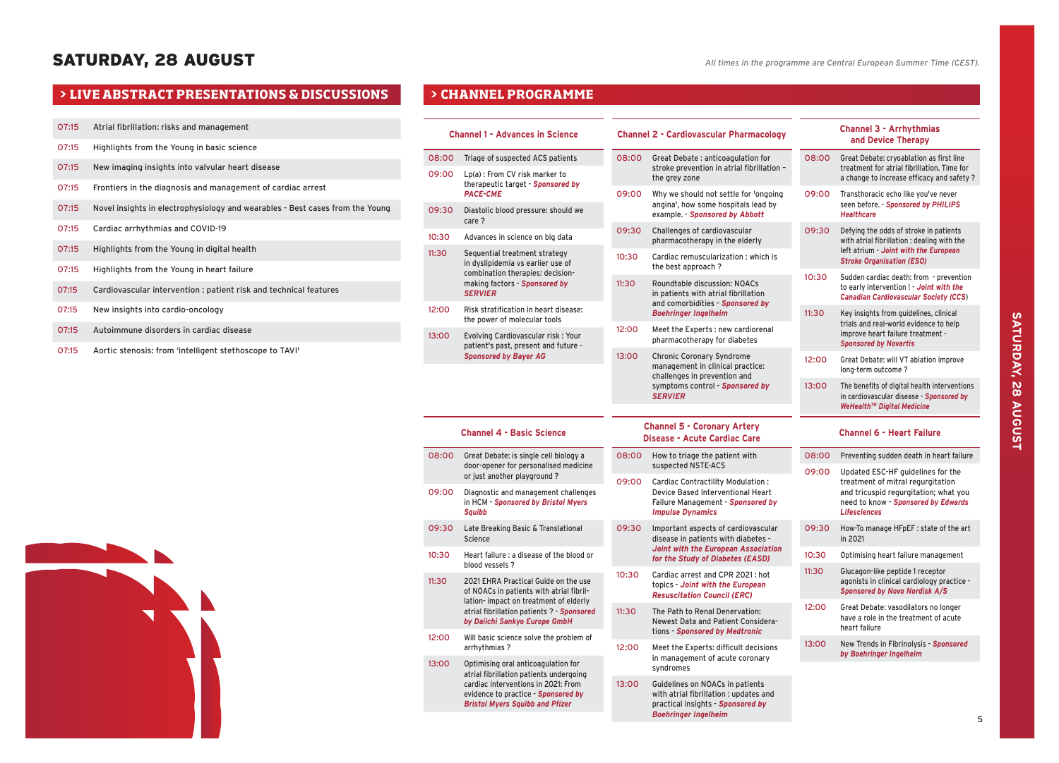# SATURDAY, 28 AUGUST

*All times in the programme are Central European Summer Time (CEST).*

## > LIVE ABSTRACT PRESENTATIONS & DISCUSSIONS

| | |
|---|---|
| 07:15 | Atrial fibrillation: risks and management |
| 07:15 | Highlights from the Young in basic science |
| 07:15 | New imaging insights into valvular heart disease |
| 07:15 | Frontiers in the diagnosis and management of cardiac arrest |
| 07:15 | Novel insights in electrophysiology and wearables - Best cases from the Young |
| 07:15 | Cardiac arrhythmias and COVID-19 |
| 07:15 | Highlights from the Young in digital health |
| 07:15 | Highlights from the Young in heart failure |
| 07:15 | Cardiovascular intervention : patient risk and technical features |
| 07:15 | New insights into cardio-oncology |
| 07:15 | Autoimmune disorders in cardiac disease |
| 07:15 | Aortic stenosis: from 'intelligent stethoscope to TAVI' |

## > CHANNEL PROGRAMME

### Channel 1 - Advances in Science

| | |
|---|---|
| 08:00 | Triage of suspected ACS patients |
| 09:00 | Lp(a) : From CV risk marker to therapeutic target - ***Sponsored by PACE-CME*** |
| 09:30 | Diastolic blood pressure: should we care ? |
| 10:30 | Advances in science on big data |
| 11:30 | Sequential treatment strategy in dyslipidemia vs earlier use of combination therapies: decision-making factors - ***Sponsored by SERVIER*** |
| 12:00 | Risk stratification in heart disease: the power of molecular tools |
| 13:00 | Evolving Cardiovascular risk : Your patient's past, present and future - ***Sponsored by Bayer AG*** |

### Channel 2 - Cardiovascular Pharmacology

| | |
|---|---|
| 08:00 | Great Debate : anticoagulation for stroke prevention in atrial fibrillation – the grey zone |
| 09:00 | Why we should not settle for 'ongoing angina', how some hospitals lead by example. - ***Sponsored by Abbott*** |
| 09:30 | Challenges of cardiovascular pharmacotherapy in the elderly |
| 10:30 | Cardiac remuscularization : which is the best approach ? |
| 11:30 | Roundtable discussion: NOACs in patients with atrial fibrillation and comorbidities - ***Sponsored by Boehringer Ingelheim*** |
| 12:00 | Meet the Experts : new cardiorenal pharmacotherapy for diabetes |
| 13:00 | Chronic Coronary Syndrome management in clinical practice: challenges in prevention and symptoms control - ***Sponsored by SERVIER*** |

### Channel 3 - Arrhythmias and Device Therapy

| | |
|---|---|
| 08:00 | Great Debate: cryoablation as first line treatment for atrial fibrillation. Time for a change to increase efficacy and safety ? |
| 09:00 | Transthoracic echo like you've never seen before. - ***Sponsored by PHILIPS Healthcare*** |
| 09:30 | Defying the odds of stroke in patients with atrial fibrillation : dealing with the left atrium - ***Joint with the European Stroke Organisation (ESO)*** |
| 10:30 | Sudden cardiac death: from - prevention to early intervention ! - ***Joint with the Canadian Cardiovascular Society (CCS)*** |
| 11:30 | Key insights from guidelines, clinical trials and real-world evidence to help improve heart failure treatment - ***Sponsored by Novartis*** |
| 12:00 | Great Debate: will VT ablation improve long-term outcome ? |
| 13:00 | The benefits of digital health interventions in cardiovascular disease - ***Sponsored by WeHealth™ Digital Medicine*** |

### Channel 4 - Basic Science

| | |
|---|---|
| 08:00 | Great Debate: is single cell biology a door-opener for personalised medicine or just another playground ? |
| 09:00 | Diagnostic and management challenges in HCM - ***Sponsored by Bristol Myers Squibb*** |
| 09:30 | Late Breaking Basic & Translational Science |
| 10:30 | Heart failure : a disease of the blood or blood vessels ? |
| 11:30 | 2021 EHRA Practical Guide on the use of NOACs in patients with atrial fibrillation- impact on treatment of elderly atrial fibrillation patients ? - ***Sponsored by Daiichi Sankyo Europe GmbH*** |
| 12:00 | Will basic science solve the problem of arrhythmias ? |
| 13:00 | Optimising oral anticoagulation for atrial fibrillation patients undergoing cardiac interventions in 2021: From evidence to practice - ***Sponsored by Bristol Myers Squibb and Pfizer*** |

### Channel 5 - Coronary Artery Disease - Acute Cardiac Care

| | |
|---|---|
| 08:00 | How to triage the patient with suspected NSTE-ACS |
| 09:00 | Cardiac Contractility Modulation : Device Based Interventional Heart Failure Management - ***Sponsored by Impulse Dynamics*** |
| 09:30 | Important aspects of cardiovascular disease in patients with diabetes - ***Joint with the European Association for the Study of Diabetes (EASD)*** |
| 10:30 | Cardiac arrest and CPR 2021 : hot topics - ***Joint with the European Resuscitation Council (ERC)*** |
| 11:30 | The Path to Renal Denervation: Newest Data and Patient Considerations - ***Sponsored by Medtronic*** |
| 12:00 | Meet the Experts: difficult decisions in management of acute coronary syndromes |
| 13:00 | Guidelines on NOACs in patients with atrial fibrillation : updates and practical insights - ***Sponsored by Boehringer Ingelheim*** |

### Channel 6 - Heart Failure

| | |
|---|---|
| 08:00 | Preventing sudden death in heart failure |
| 09:00 | Updated ESC-HF guidelines for the treatment of mitral regurgitation and tricuspid regurgitation; what you need to know - ***Sponsored by Edwards Lifesciences*** |
| 09:30 | How-To manage HFpEF : state of the art in 2021 |
| 10:30 | Optimising heart failure management |
| 11:30 | Glucagon-like peptide 1 receptor agonists in clinical cardiology practice - ***Sponsored by Novo Nordisk A/S*** |
| 12:00 | Great Debate: vasodilators no longer have a role in the treatment of acute heart failure |
| 13:00 | New Trends in Fibrinolysis - ***Sponsored by Boehringer Ingelheim*** |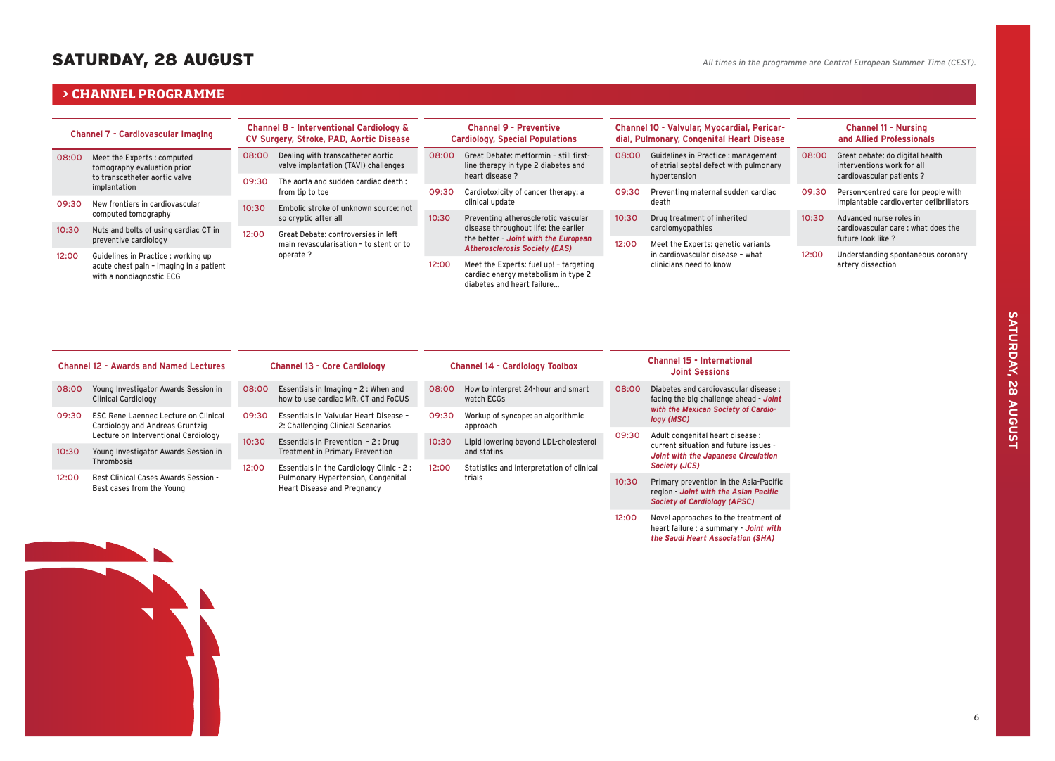# SATURDAY, 28 AUGUST

*All times in the programme are Central European Summer Time (CEST).*

## > CHANNEL PROGRAMME

### Channel 7 - Cardiovascular Imaging

| | |
|---|---|
| 08:00 | Meet the Experts : computed tomography evaluation prior to transcatheter aortic valve implantation |
| 09:30 | New frontiers in cardiovascular computed tomography |
| 10:30 | Nuts and bolts of using cardiac CT in preventive cardiology |
| 12:00 | Guidelines in Practice : working up acute chest pain - imaging in a patient with a nondiagnostic ECG |

### Channel 8 - Interventional Cardiology & CV Surgery, Stroke, PAD, Aortic Disease

| | |
|---|---|
| 08:00 | Dealing with transcatheter aortic valve implantation (TAVI) challenges |
| 09:30 | The aorta and sudden cardiac death : from tip to toe |
| 10:30 | Embolic stroke of unknown source: not so cryptic after all |
| 12:00 | Great Debate: controversies in left main revascularisation - to stent or to operate ? |

### Channel 9 - Preventive Cardiology, Special Populations

| | |
|---|---|
| 08:00 | Great Debate: metformin - still first-line therapy in type 2 diabetes and heart disease ? |
| 09:30 | Cardiotoxicity of cancer therapy: a clinical update |
| 10:30 | Preventing atherosclerotic vascular disease throughout life: the earlier the better - ***Joint with the European Atherosclerosis Society (EAS)*** |
| 12:00 | Meet the Experts: fuel up! - targeting cardiac energy metabolism in type 2 diabetes and heart failure... |

### Channel 10 - Valvular, Myocardial, Pericardial, Pulmonary, Congenital Heart Disease

| | |
|---|---|
| 08:00 | Guidelines in Practice : management of atrial septal defect with pulmonary hypertension |
| 09:30 | Preventing maternal sudden cardiac death |
| 10:30 | Drug treatment of inherited cardiomyopathies |
| 12:00 | Meet the Experts: genetic variants in cardiovascular disease - what clinicians need to know |

### Channel 11 - Nursing and Allied Professionals

| | |
|---|---|
| 08:00 | Great debate: do digital health interventions work for all cardiovascular patients ? |
| 09:30 | Person-centred care for people with implantable cardioverter defibrillators |
| 10:30 | Advanced nurse roles in cardiovascular care : what does the future look like ? |
| 12:00 | Understanding spontaneous coronary artery dissection |

### Channel 12 - Awards and Named Lectures

| | |
|---|---|
| 08:00 | Young Investigator Awards Session in Clinical Cardiology |
| 09:30 | ESC Rene Laennec Lecture on Clinical Cardiology and Andreas Gruntzig Lecture on Interventional Cardiology |
| 10:30 | Young Investigator Awards Session in Thrombosis |
| 12:00 | Best Clinical Cases Awards Session - Best cases from the Young |

### Channel 13 - Core Cardiology

| | |
|---|---|
| 08:00 | Essentials in Imaging - 2 : When and how to use cardiac MR, CT and FoCUS |
| 09:30 | Essentials in Valvular Heart Disease - 2: Challenging Clinical Scenarios |
| 10:30 | Essentials in Prevention - 2 : Drug Treatment in Primary Prevention |
| 12:00 | Essentials in the Cardiology Clinic - 2 : Pulmonary Hypertension, Congenital Heart Disease and Pregnancy |

### Channel 14 - Cardiology Toolbox

| | |
|---|---|
| 08:00 | How to interpret 24-hour and smart watch ECGs |
| 09:30 | Workup of syncope: an algorithmic approach |
| 10:30 | Lipid lowering beyond LDL-cholesterol and statins |
| 12:00 | Statistics and interpretation of clinical trials |

### Channel 15 - International Joint Sessions

| | |
|---|---|
| 08:00 | Diabetes and cardiovascular disease : facing the big challenge ahead - ***Joint with the Mexican Society of Cardiology (MSC)*** |
| 09:30 | Adult congenital heart disease : current situation and future issues - ***Joint with the Japanese Circulation Society (JCS)*** |
| 10:30 | Primary prevention in the Asia-Pacific region - ***Joint with the Asian Pacific Society of Cardiology (APSC)*** |
| 12:00 | Novel approaches to the treatment of heart failure : a summary - ***Joint with the Saudi Heart Association (SHA)*** |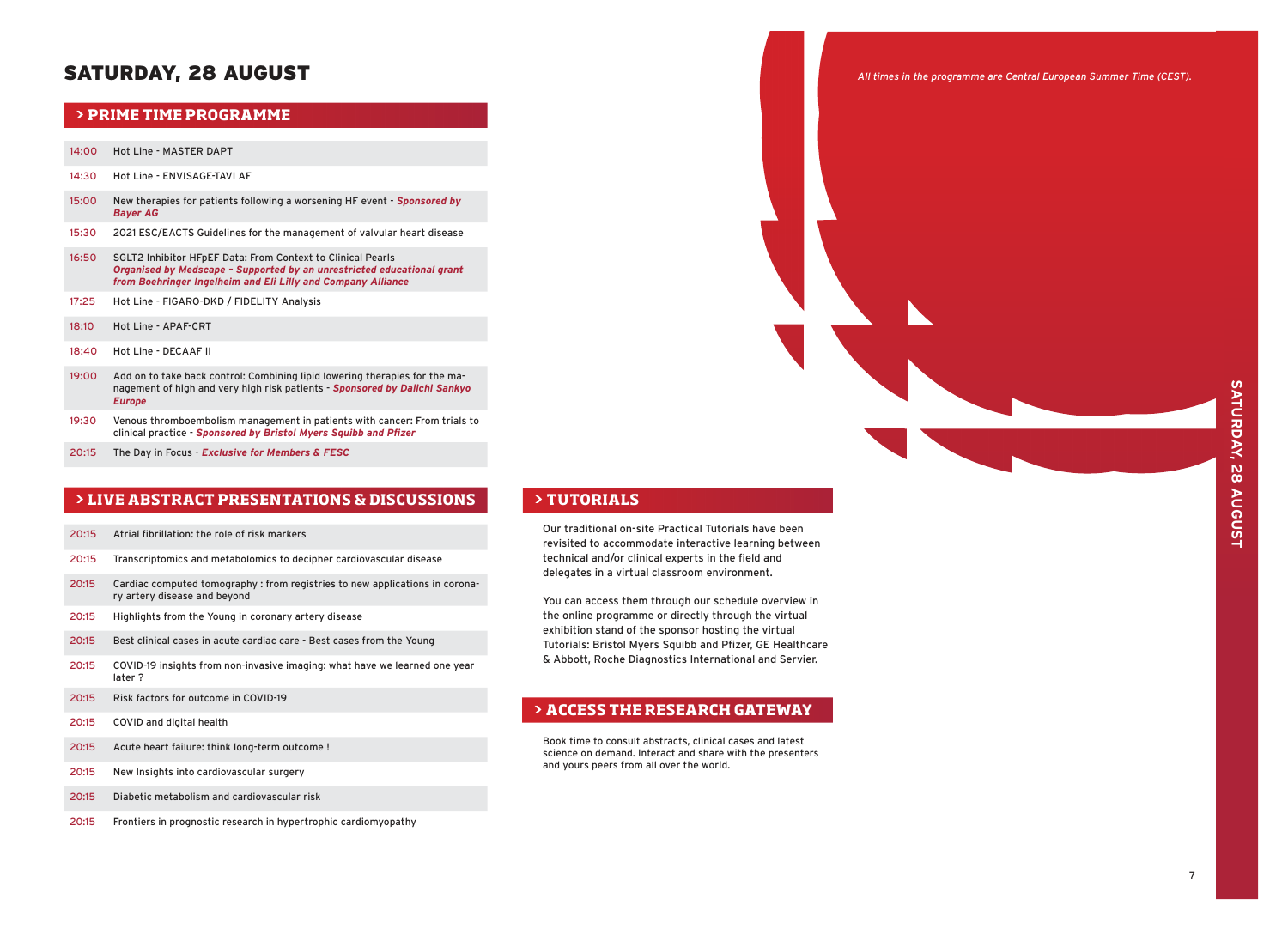# SATURDAY, 28 AUGUST

*All times in the programme are Central European Summer Time (CEST).*

## > PRIME TIME PROGRAMME

| | |
|---|---|
| 14:00 | Hot Line - MASTER DAPT |
| 14:30 | Hot Line - ENVISAGE-TAVI AF |
| 15:00 | New therapies for patients following a worsening HF event - ***Sponsored by Bayer AG*** |
| 15:30 | 2021 ESC/EACTS Guidelines for the management of valvular heart disease |
| 16:50 | SGLT2 Inhibitor HFpEF Data: From Context to Clinical Pearls ***Organised by Medscape – Supported by an unrestricted educational grant from Boehringer Ingelheim and Eli Lilly and Company Alliance*** |
| 17:25 | Hot Line - FIGARO-DKD / FIDELITY Analysis |
| 18:10 | Hot Line - APAF-CRT |
| 18:40 | Hot Line - DECAAF II |
| 19:00 | Add on to take back control: Combining lipid lowering therapies for the management of high and very high risk patients - ***Sponsored by Daiichi Sankyo Europe*** |
| 19:30 | Venous thromboembolism management in patients with cancer: From trials to clinical practice - ***Sponsored by Bristol Myers Squibb and Pfizer*** |
| 20:15 | The Day in Focus - ***Exclusive for Members & FESC*** |

## > LIVE ABSTRACT PRESENTATIONS & DISCUSSIONS

| | |
|---|---|
| 20:15 | Atrial fibrillation: the role of risk markers |
| 20:15 | Transcriptomics and metabolomics to decipher cardiovascular disease |
| 20:15 | Cardiac computed tomography : from registries to new applications in coronary artery disease and beyond |
| 20:15 | Highlights from the Young in coronary artery disease |
| 20:15 | Best clinical cases in acute cardiac care - Best cases from the Young |
| 20:15 | COVID-19 insights from non-invasive imaging: what have we learned one year later ? |
| 20:15 | Risk factors for outcome in COVID-19 |
| 20:15 | COVID and digital health |
| 20:15 | Acute heart failure: think long-term outcome ! |
| 20:15 | New Insights into cardiovascular surgery |
| 20:15 | Diabetic metabolism and cardiovascular risk |
| 20:15 | Frontiers in prognostic research in hypertrophic cardiomyopathy |

## > TUTORIALS

Our traditional on-site Practical Tutorials have been revisited to accommodate interactive learning between technical and/or clinical experts in the field and delegates in a virtual classroom environment.

You can access them through our schedule overview in the online programme or directly through the virtual exhibition stand of the sponsor hosting the virtual Tutorials: Bristol Myers Squibb and Pfizer, GE Healthcare & Abbott, Roche Diagnostics International and Servier.

## > ACCESS THE RESEARCH GATEWAY

Book time to consult abstracts, clinical cases and latest science on demand. Interact and share with the presenters and yours peers from all over the world.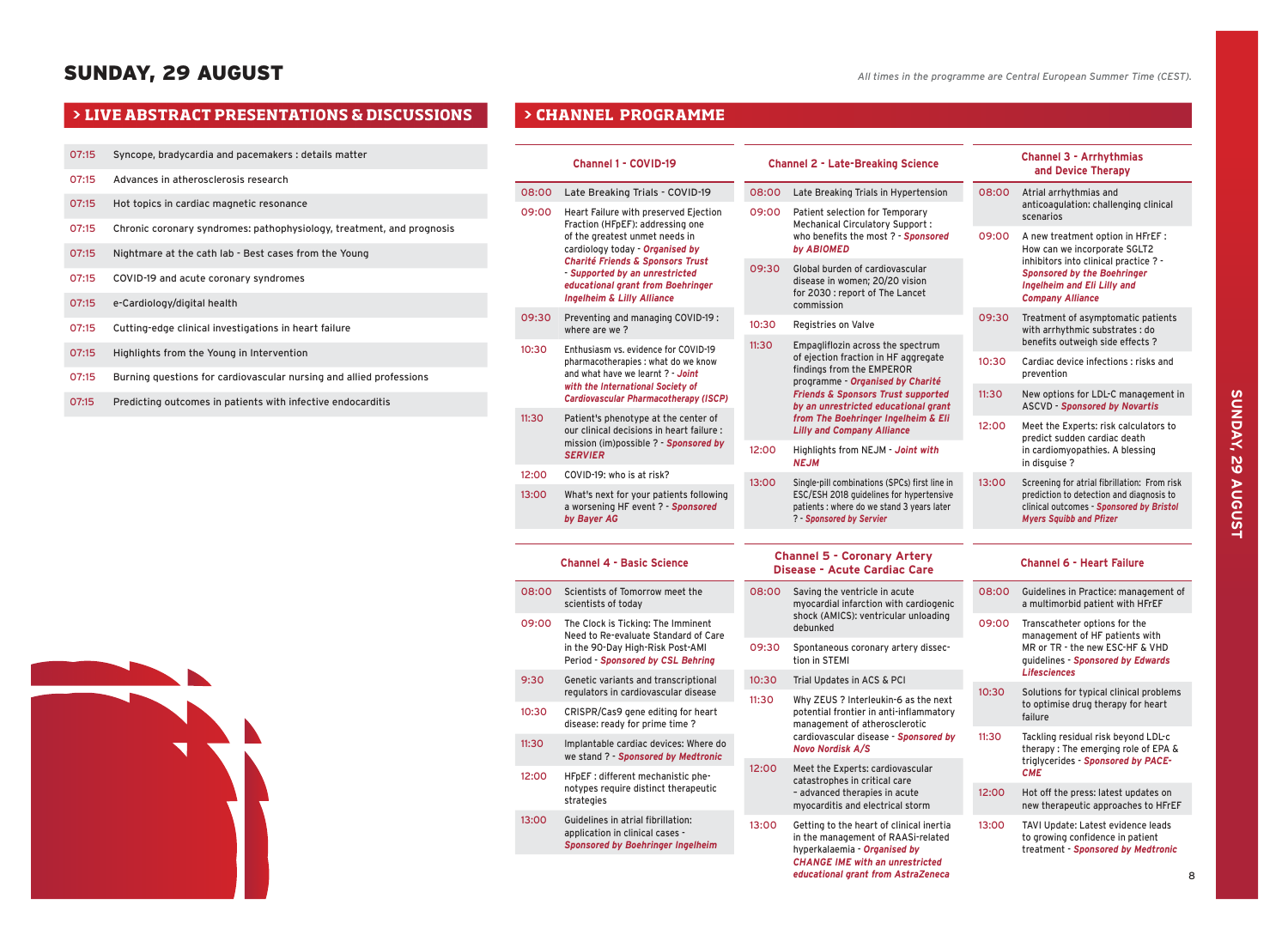# SUNDAY, 29 AUGUST

*All times in the programme are Central European Summer Time (CEST).*

## > LIVE ABSTRACT PRESENTATIONS & DISCUSSIONS

| | |
|---|---|
| 07:15 | Syncope, bradycardia and pacemakers : details matter |
| 07:15 | Advances in atherosclerosis research |
| 07:15 | Hot topics in cardiac magnetic resonance |
| 07:15 | Chronic coronary syndromes: pathophysiology, treatment, and prognosis |
| 07:15 | Nightmare at the cath lab - Best cases from the Young |
| 07:15 | COVID-19 and acute coronary syndromes |
| 07:15 | e-Cardiology/digital health |
| 07:15 | Cutting-edge clinical investigations in heart failure |
| 07:15 | Highlights from the Young in Intervention |
| 07:15 | Burning questions for cardiovascular nursing and allied professions |
| 07:15 | Predicting outcomes in patients with infective endocarditis |

## > CHANNEL PROGRAMME

### Channel 1 - COVID-19

| | |
|---|---|
| 08:00 | Late Breaking Trials - COVID-19 |
| 09:00 | Heart Failure with preserved Ejection Fraction (HFpEF): addressing one of the greatest unmet needs in cardiology today - ***Organised by Charité Friends & Sponsors Trust - Supported by an unrestricted educational grant from Boehringer Ingelheim & Lilly Alliance*** |
| 09:30 | Preventing and managing COVID-19 : where are we ? |
| 10:30 | Enthusiasm vs. evidence for COVID-19 pharmacotherapies : what do we know and what have we learnt ? - ***Joint with the International Society of Cardiovascular Pharmacotherapy (ISCP)*** |
| 11:30 | Patient's phenotype at the center of our clinical decisions in heart failure : mission (im)possible ? - ***Sponsored by SERVIER*** |
| 12:00 | COVID-19: who is at risk? |
| 13:00 | What's next for your patients following a worsening HF event ? - ***Sponsored by Bayer AG*** |

### Channel 2 - Late-Breaking Science

| | |
|---|---|
| 08:00 | Late Breaking Trials in Hypertension |
| 09:00 | Patient selection for Temporary Mechanical Circulatory Support : who benefits the most ? - ***Sponsored by ABIOMED*** |
| 09:30 | Global burden of cardiovascular disease in women; 20/20 vision for 2030 : report of The Lancet commission |
| 10:30 | Registries on Valve |
| 11:30 | Empagliflozin across the spectrum of ejection fraction in HF aggregate findings from the EMPEROR programme - ***Organised by Charité Friends & Sponsors Trust supported by an unrestricted educational grant from The Boehringer Ingelheim & Eli Lilly and Company Alliance*** |
| 12:00 | Highlights from NEJM - ***Joint with NEJM*** |
| 13:00 | Single-pill combinations (SPCs) first line in ESC/ESH 2018 guidelines for hypertensive patients : where do we stand 3 years later ? - ***Sponsored by Servier*** |

### Channel 3 - Arrhythmias and Device Therapy

| | |
|---|---|
| 08:00 | Atrial arrhythmias and anticoagulation: challenging clinical scenarios |
| 09:00 | A new treatment option in HFrEF : How can we incorporate SGLT2 inhibitors into clinical practice ? - ***Sponsored by the Boehringer Ingelheim and Eli Lilly and Company Alliance*** |
| 09:30 | Treatment of asymptomatic patients with arrhythmic substrates : do benefits outweigh side effects ? |
| 10:30 | Cardiac device infections : risks and prevention |
| 11:30 | New options for LDL-C management in ASCVD - ***Sponsored by Novartis*** |
| 12:00 | Meet the Experts: risk calculators to predict sudden cardiac death in cardiomyopathies. A blessing in disguise ? |
| 13:00 | Screening for atrial fibrillation: From risk prediction to detection and diagnosis to clinical outcomes - ***Sponsored by Bristol Myers Squibb and Pfizer*** |

### Channel 4 - Basic Science

| | |
|---|---|
| 08:00 | Scientists of Tomorrow meet the scientists of today |
| 09:00 | The Clock is Ticking: The Imminent Need to Re-evaluate Standard of Care in the 90-Day High-Risk Post-AMI Period - ***Sponsored by CSL Behring*** |
| 9:30 | Genetic variants and transcriptional regulators in cardiovascular disease |
| 10:30 | CRISPR/Cas9 gene editing for heart disease: ready for prime time ? |
| 11:30 | Implantable cardiac devices: Where do we stand ? - ***Sponsored by Medtronic*** |
| 12:00 | HFpEF : different mechanistic phenotypes require distinct therapeutic strategies |
| 13:00 | Guidelines in atrial fibrillation: application in clinical cases - ***Sponsored by Boehringer Ingelheim*** |

### Channel 5 - Coronary Artery Disease - Acute Cardiac Care

| | |
|---|---|
| 08:00 | Saving the ventricle in acute myocardial infarction with cardiogenic shock (AMICS): ventricular unloading debunked |
| 09:30 | Spontaneous coronary artery dissection in STEMI |
| 10:30 | Trial Updates in ACS & PCI |
| 11:30 | Why ZEUS ? Interleukin-6 as the next potential frontier in anti-inflammatory management of atherosclerotic cardiovascular disease - ***Sponsored by Novo Nordisk A/S*** |
| 12:00 | Meet the Experts: cardiovascular catastrophes in critical care – advanced therapies in acute myocarditis and electrical storm |
| 13:00 | Getting to the heart of clinical inertia in the management of RAASi-related hyperkalaemia - ***Organised by CHANGE IME with an unrestricted educational grant from AstraZeneca*** |

### Channel 6 - Heart Failure

| | |
|---|---|
| 08:00 | Guidelines in Practice: management of a multimorbid patient with HFrEF |
| 09:00 | Transcatheter options for the management of HF patients with MR or TR - the new ESC-HF & VHD guidelines - ***Sponsored by Edwards Lifesciences*** |
| 10:30 | Solutions for typical clinical problems to optimise drug therapy for heart failure |
| 11:30 | Tackling residual risk beyond LDL-c therapy : The emerging role of EPA & triglycerides - ***Sponsored by PACE-CME*** |
| 12:00 | Hot off the press: latest updates on new therapeutic approaches to HFrEF |
| 13:00 | TAVI Update: Latest evidence leads to growing confidence in patient treatment - ***Sponsored by Medtronic*** |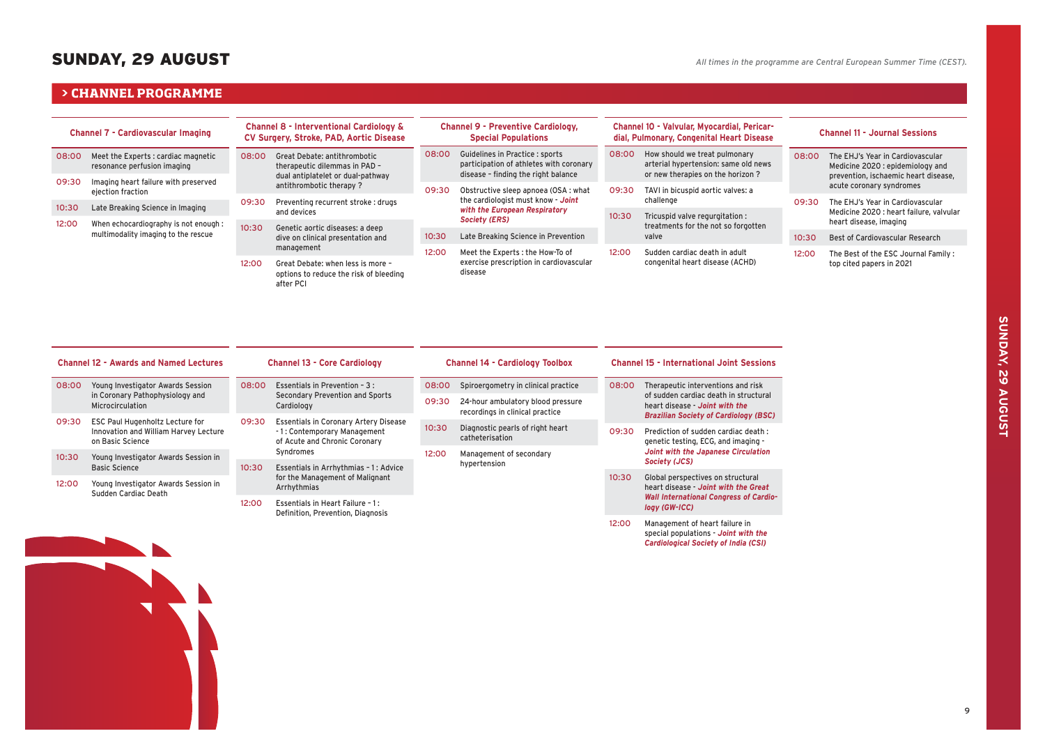# SUNDAY, 29 AUGUST

*All times in the programme are Central European Summer Time (CEST).*

## > CHANNEL PROGRAMME

### Channel 7 - Cardiovascular Imaging

| | |
|---|---|
| 08:00 | Meet the Experts : cardiac magnetic resonance perfusion imaging |
| 09:30 | Imaging heart failure with preserved ejection fraction |
| 10:30 | Late Breaking Science in Imaging |
| 12:00 | When echocardiography is not enough : multimodality imaging to the rescue |

### Channel 8 - Interventional Cardiology & CV Surgery, Stroke, PAD, Aortic Disease

| | |
|---|---|
| 08:00 | Great Debate: antithrombotic therapeutic dilemmas in PAD – dual antiplatelet or dual-pathway antithrombotic therapy ? |
| 09:30 | Preventing recurrent stroke : drugs and devices |
| 10:30 | Genetic aortic diseases: a deep dive on clinical presentation and management |
| 12:00 | Great Debate: when less is more – options to reduce the risk of bleeding after PCI |

### Channel 9 - Preventive Cardiology, Special Populations

| | |
|---|---|
| 08:00 | Guidelines in Practice : sports participation of athletes with coronary disease – finding the right balance |
| 09:30 | Obstructive sleep apnoea (OSA : what the cardiologist must know - ***Joint with the European Respiratory Society (ERS)*** |
| 10:30 | Late Breaking Science in Prevention |
| 12:00 | Meet the Experts : the How-To of exercise prescription in cardiovascular disease |

### Channel 10 - Valvular, Myocardial, Pericardial, Pulmonary, Congenital Heart Disease

| | |
|---|---|
| 08:00 | How should we treat pulmonary arterial hypertension: same old news or new therapies on the horizon ? |
| 09:30 | TAVI in bicuspid aortic valves: a challenge |
| 10:30 | Tricuspid valve regurgitation : treatments for the not so forgotten valve |
| 12:00 | Sudden cardiac death in adult congenital heart disease (ACHD) |

### Channel 11 - Journal Sessions

| | |
|---|---|
| 08:00 | The EHJ's Year in Cardiovascular Medicine 2020 : epidemiology and prevention, ischaemic heart disease, acute coronary syndromes |
| 09:30 | The EHJ's Year in Cardiovascular Medicine 2020 : heart failure, valvular heart disease, imaging |
| 10:30 | Best of Cardiovascular Research |
| 12:00 | The Best of the ESC Journal Family : top cited papers in 2021 |

### Channel 12 - Awards and Named Lectures

| | |
|---|---|
| 08:00 | Young Investigator Awards Session in Coronary Pathophysiology and Microcirculation |
| 09:30 | ESC Paul Hugenholtz Lecture for Innovation and William Harvey Lecture on Basic Science |
| 10:30 | Young Investigator Awards Session in Basic Science |
| 12:00 | Young Investigator Awards Session in Sudden Cardiac Death |

### Channel 13 - Core Cardiology

| | |
|---|---|
| 08:00 | Essentials in Prevention - 3 : Secondary Prevention and Sports Cardiology |
| 09:30 | Essentials in Coronary Artery Disease - 1 : Contemporary Management of Acute and Chronic Coronary Syndromes |
| 10:30 | Essentials in Arrhythmias - 1 : Advice for the Management of Malignant Arrhythmias |
| 12:00 | Essentials in Heart Failure - 1 : Definition, Prevention, Diagnosis |

### Channel 14 - Cardiology Toolbox

| | |
|---|---|
| 08:00 | Spiroergometry in clinical practice |
| 09:30 | 24-hour ambulatory blood pressure recordings in clinical practice |
| 10:30 | Diagnostic pearls of right heart catheterisation |
| 12:00 | Management of secondary hypertension |

### Channel 15 - International Joint Sessions

| | |
|---|---|
| 08:00 | Therapeutic interventions and risk of sudden cardiac death in structural heart disease - ***Joint with the Brazilian Society of Cardiology (BSC)*** |
| 09:30 | Prediction of sudden cardiac death : genetic testing, ECG, and imaging - ***Joint with the Japanese Circulation Society (JCS)*** |
| 10:30 | Global perspectives on structural heart disease - ***Joint with the Great Wall International Congress of Cardiology (GW-ICC)*** |
| 12:00 | Management of heart failure in special populations - ***Joint with the Cardiological Society of India (CSI)*** |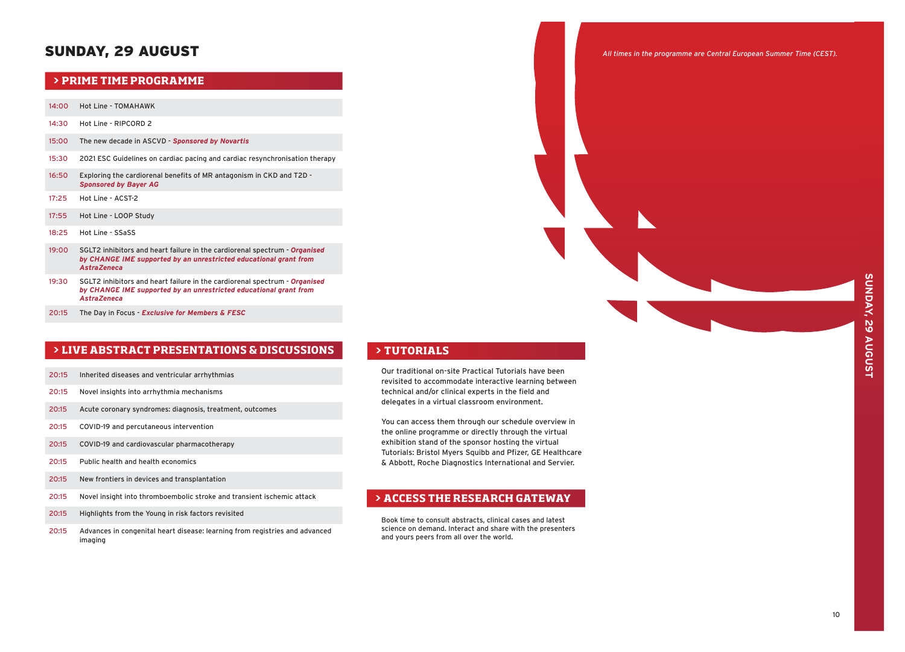# SUNDAY, 29 AUGUST

*All times in the programme are Central European Summer Time (CEST).*

## > PRIME TIME PROGRAMME

| | |
|---|---|
| 14:00 | Hot Line - TOMAHAWK |
| 14:30 | Hot Line - RIPCORD 2 |
| 15:00 | The new decade in ASCVD - ***Sponsored by Novartis*** |
| 15:30 | 2021 ESC Guidelines on cardiac pacing and cardiac resynchronisation therapy |
| 16:50 | Exploring the cardiorenal benefits of MR antagonism in CKD and T2D - ***Sponsored by Bayer AG*** |
| 17:25 | Hot Line - ACST-2 |
| 17:55 | Hot Line - LOOP Study |
| 18:25 | Hot Line - SSaSS |
| 19:00 | SGLT2 inhibitors and heart failure in the cardiorenal spectrum - ***Organised by CHANGE IME supported by an unrestricted educational grant from AstraZeneca*** |
| 19:30 | SGLT2 inhibitors and heart failure in the cardiorenal spectrum - ***Organised by CHANGE IME supported by an unrestricted educational grant from AstraZeneca*** |
| 20:15 | The Day in Focus - ***Exclusive for Members & FESC*** |

## > LIVE ABSTRACT PRESENTATIONS & DISCUSSIONS

| | |
|---|---|
| 20:15 | Inherited diseases and ventricular arrhythmias |
| 20:15 | Novel insights into arrhythmia mechanisms |
| 20:15 | Acute coronary syndromes: diagnosis, treatment, outcomes |
| 20:15 | COVID-19 and percutaneous intervention |
| 20:15 | COVID-19 and cardiovascular pharmacotherapy |
| 20:15 | Public health and health economics |
| 20:15 | New frontiers in devices and transplantation |
| 20:15 | Novel insight into thromboembolic stroke and transient ischemic attack |
| 20:15 | Highlights from the Young in risk factors revisited |
| 20:15 | Advances in congenital heart disease: learning from registries and advanced imaging |

## > TUTORIALS

Our traditional on-site Practical Tutorials have been revisited to accommodate interactive learning between technical and/or clinical experts in the field and delegates in a virtual classroom environment.

You can access them through our schedule overview in the online programme or directly through the virtual exhibition stand of the sponsor hosting the virtual Tutorials: Bristol Myers Squibb and Pfizer, GE Healthcare & Abbott, Roche Diagnostics International and Servier.

## > ACCESS THE RESEARCH GATEWAY

Book time to consult abstracts, clinical cases and latest science on demand. Interact and share with the presenters and yours peers from all over the world.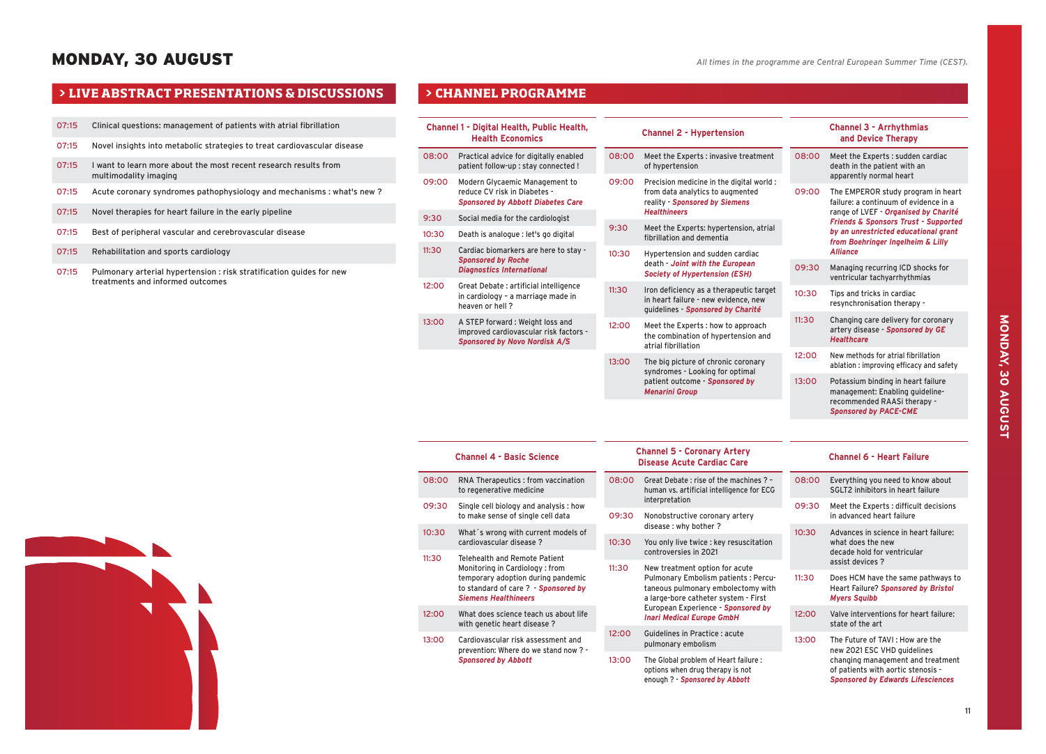# MONDAY, 30 AUGUST

*All times in the programme are Central European Summer Time (CEST).*

## > LIVE ABSTRACT PRESENTATIONS & DISCUSSIONS

| Time | Session |
|---|---|
| 07:15 | Clinical questions: management of patients with atrial fibrillation |
| 07:15 | Novel insights into metabolic strategies to treat cardiovascular disease |
| 07:15 | I want to learn more about the most recent research results from multimodality imaging |
| 07:15 | Acute coronary syndromes pathophysiology and mechanisms : what's new ? |
| 07:15 | Novel therapies for heart failure in the early pipeline |
| 07:15 | Best of peripheral vascular and cerebrovascular disease |
| 07:15 | Rehabilitation and sports cardiology |
| 07:15 | Pulmonary arterial hypertension : risk stratification guides for new treatments and informed outcomes |

## > CHANNEL PROGRAMME

### Channel 1 - Digital Health, Public Health, Health Economics

| Time | Session |
|---|---|
| 08:00 | Practical advice for digitally enabled patient follow-up : stay connected ! |
| 09:00 | Modern Glycaemic Management to reduce CV risk in Diabetes - ***Sponsored by Abbott Diabetes Care*** |
| 9:30 | Social media for the cardiologist |
| 10:30 | Death is analogue : let's go digital |
| 11:30 | Cardiac biomarkers are here to stay - ***Sponsored by Roche Diagnostics International*** |
| 12:00 | Great Debate : artificial intelligence in cardiology – a marriage made in heaven or hell ? |
| 13:00 | A STEP forward : Weight loss and improved cardiovascular risk factors - ***Sponsored by Novo Nordisk A/S*** |

### Channel 2 - Hypertension

| Time | Session |
|---|---|
| 08:00 | Meet the Experts : invasive treatment of hypertension |
| 09:00 | Precision medicine in the digital world : from data analytics to augmented reality - ***Sponsored by Siemens Healthineers*** |
| 9:30 | Meet the Experts: hypertension, atrial fibrillation and dementia |
| 10:30 | Hypertension and sudden cardiac death - ***Joint with the European Society of Hypertension (ESH)*** |
| 11:30 | Iron deficiency as a therapeutic target in heart failure - new evidence, new guidelines - ***Sponsored by Charité*** |
| 12:00 | Meet the Experts : how to approach the combination of hypertension and atrial fibrillation |
| 13:00 | The big picture of chronic coronary syndromes - Looking for optimal patient outcome - ***Sponsored by Menarini Group*** |

### Channel 3 - Arrhythmias and Device Therapy

| Time | Session |
|---|---|
| 08:00 | Meet the Experts : sudden cardiac death in the patient with an apparently normal heart |
| 09:00 | The EMPEROR study program in heart failure: a continuum of evidence in a range of LVEF - ***Organised by Charité Friends & Sponsors Trust - Supported by an unrestricted educational grant from Boehringer Ingelheim & Lilly Alliance*** |
| 09:30 | Managing recurring ICD shocks for ventricular tachyarrhythmias |
| 10:30 | Tips and tricks in cardiac resynchronisation therapy - |
| 11:30 | Changing care delivery for coronary artery disease - ***Sponsored by GE Healthcare*** |
| 12:00 | New methods for atrial fibrillation ablation : improving efficacy and safety |
| 13:00 | Potassium binding in heart failure management: Enabling guideline-recommended RAASi therapy - ***Sponsored by PACE-CME*** |

### Channel 4 - Basic Science

| Time | Session |
|---|---|
| 08:00 | RNA Therapeutics : from vaccination to regenerative medicine |
| 09:30 | Single cell biology and analysis : how to make sense of single cell data |
| 10:30 | What´s wrong with current models of cardiovascular disease ? |
| 11:30 | Telehealth and Remote Patient Monitoring in Cardiology : from temporary adoption during pandemic to standard of care ? - ***Sponsored by Siemens Healthineers*** |
| 12:00 | What does science teach us about life with genetic heart disease ? |
| 13:00 | Cardiovascular risk assessment and prevention: Where do we stand now ? - ***Sponsored by Abbott*** |

### Channel 5 - Coronary Artery Disease Acute Cardiac Care

| Time | Session |
|---|---|
| 08:00 | Great Debate : rise of the machines ? – human vs. artificial intelligence for ECG interpretation |
| 09:30 | Nonobstructive coronary artery disease : why bother ? |
| 10:30 | You only live twice : key resuscitation controversies in 2021 |
| 11:30 | New treatment option for acute Pulmonary Embolism patients : Percutaneous pulmonary embolectomy with a large-bore catheter system - First European Experience - ***Sponsored by Inari Medical Europe GmbH*** |
| 12:00 | Guidelines in Practice : acute pulmonary embolism |
| 13:00 | The Global problem of Heart failure : options when drug therapy is not enough ? - ***Sponsored by Abbott*** |

### Channel 6 - Heart Failure

| Time | Session |
|---|---|
| 08:00 | Everything you need to know about SGLT2 inhibitors in heart failure |
| 09:30 | Meet the Experts : difficult decisions in advanced heart failure |
| 10:30 | Advances in science in heart failure: what does the new decade hold for ventricular assist devices ? |
| 11:30 | Does HCM have the same pathways to Heart Failure? ***Sponsored by Bristol Myers Squibb*** |
| 12:00 | Valve interventions for heart failure: state of the art |
| 13:00 | The Future of TAVI : How are the new 2021 ESC VHD guidelines changing management and treatment of patients with aortic stenosis - ***Sponsored by Edwards Lifesciences*** |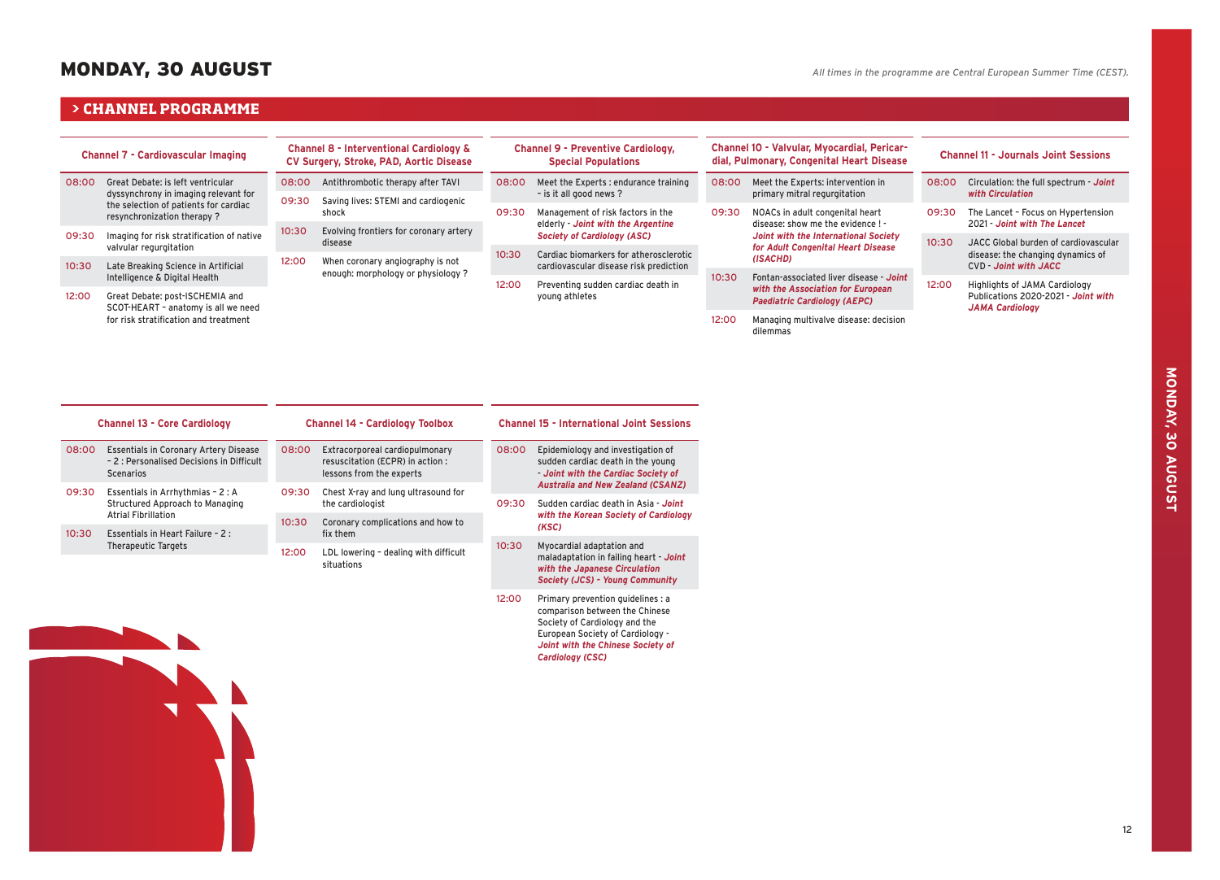# MONDAY, 30 AUGUST

*All times in the programme are Central European Summer Time (CEST).*

## > CHANNEL PROGRAMME

### Channel 7 - Cardiovascular Imaging

| | |
|---|---|
| 08:00 | Great Debate: is left ventricular dyssynchrony in imaging relevant for the selection of patients for cardiac resynchronization therapy ? |
| 09:30 | Imaging for risk stratification of native valvular regurgitation |
| 10:30 | Late Breaking Science in Artificial Intelligence & Digital Health |
| 12:00 | Great Debate: post-ISCHEMIA and SCOT-HEART – anatomy is all we need for risk stratification and treatment |

### Channel 8 - Interventional Cardiology & CV Surgery, Stroke, PAD, Aortic Disease

| | |
|---|---|
| 08:00 | Antithrombotic therapy after TAVI |
| 09:30 | Saving lives: STEMI and cardiogenic shock |
| 10:30 | Evolving frontiers for coronary artery disease |
| 12:00 | When coronary angiography is not enough: morphology or physiology ? |

### Channel 9 - Preventive Cardiology, Special Populations

| | |
|---|---|
| 08:00 | Meet the Experts : endurance training – is it all good news ? |
| 09:30 | Management of risk factors in the elderly - ***Joint with the Argentine Society of Cardiology (ASC)*** |
| 10:30 | Cardiac biomarkers for atherosclerotic cardiovascular disease risk prediction |
| 12:00 | Preventing sudden cardiac death in young athletes |

### Channel 10 - Valvular, Myocardial, Pericardial, Pulmonary, Congenital Heart Disease

| | |
|---|---|
| 08:00 | Meet the Experts: intervention in primary mitral regurgitation |
| 09:30 | NOACs in adult congenital heart disease: show me the evidence ! - ***Joint with the International Society for Adult Congenital Heart Disease (ISACHD)*** |
| 10:30 | Fontan-associated liver disease - ***Joint with the Association for European Paediatric Cardiology (AEPC)*** |
| 12:00 | Managing multivalve disease: decision dilemmas |

### Channel 11 - Journals Joint Sessions

| | |
|---|---|
| 08:00 | Circulation: the full spectrum - ***Joint with Circulation*** |
| 09:30 | The Lancet – Focus on Hypertension 2021 - ***Joint with The Lancet*** |
| 10:30 | JACC Global burden of cardiovascular disease: the changing dynamics of CVD - ***Joint with JACC*** |
| 12:00 | Highlights of JAMA Cardiology Publications 2020-2021 - ***Joint with JAMA Cardiology*** |

### Channel 13 - Core Cardiology

| | |
|---|---|
| 08:00 | Essentials in Coronary Artery Disease – 2 : Personalised Decisions in Difficult Scenarios |
| 09:30 | Essentials in Arrhythmias – 2 : A Structured Approach to Managing Atrial Fibrillation |
| 10:30 | Essentials in Heart Failure – 2 : Therapeutic Targets |

### Channel 14 - Cardiology Toolbox

| | |
|---|---|
| 08:00 | Extracorporeal cardiopulmonary resuscitation (ECPR) in action : lessons from the experts |
| 09:30 | Chest X-ray and lung ultrasound for the cardiologist |
| 10:30 | Coronary complications and how to fix them |
| 12:00 | LDL lowering – dealing with difficult situations |

### Channel 15 - International Joint Sessions

| | |
|---|---|
| 08:00 | Epidemiology and investigation of sudden cardiac death in the young - ***Joint with the Cardiac Society of Australia and New Zealand (CSANZ)*** |
| 09:30 | Sudden cardiac death in Asia - ***Joint with the Korean Society of Cardiology (KSC)*** |
| 10:30 | Myocardial adaptation and maladaptation in failing heart - ***Joint with the Japanese Circulation Society (JCS) - Young Community*** |
| 12:00 | Primary prevention guidelines : a comparison between the Chinese Society of Cardiology and the European Society of Cardiology - ***Joint with the Chinese Society of Cardiology (CSC)*** |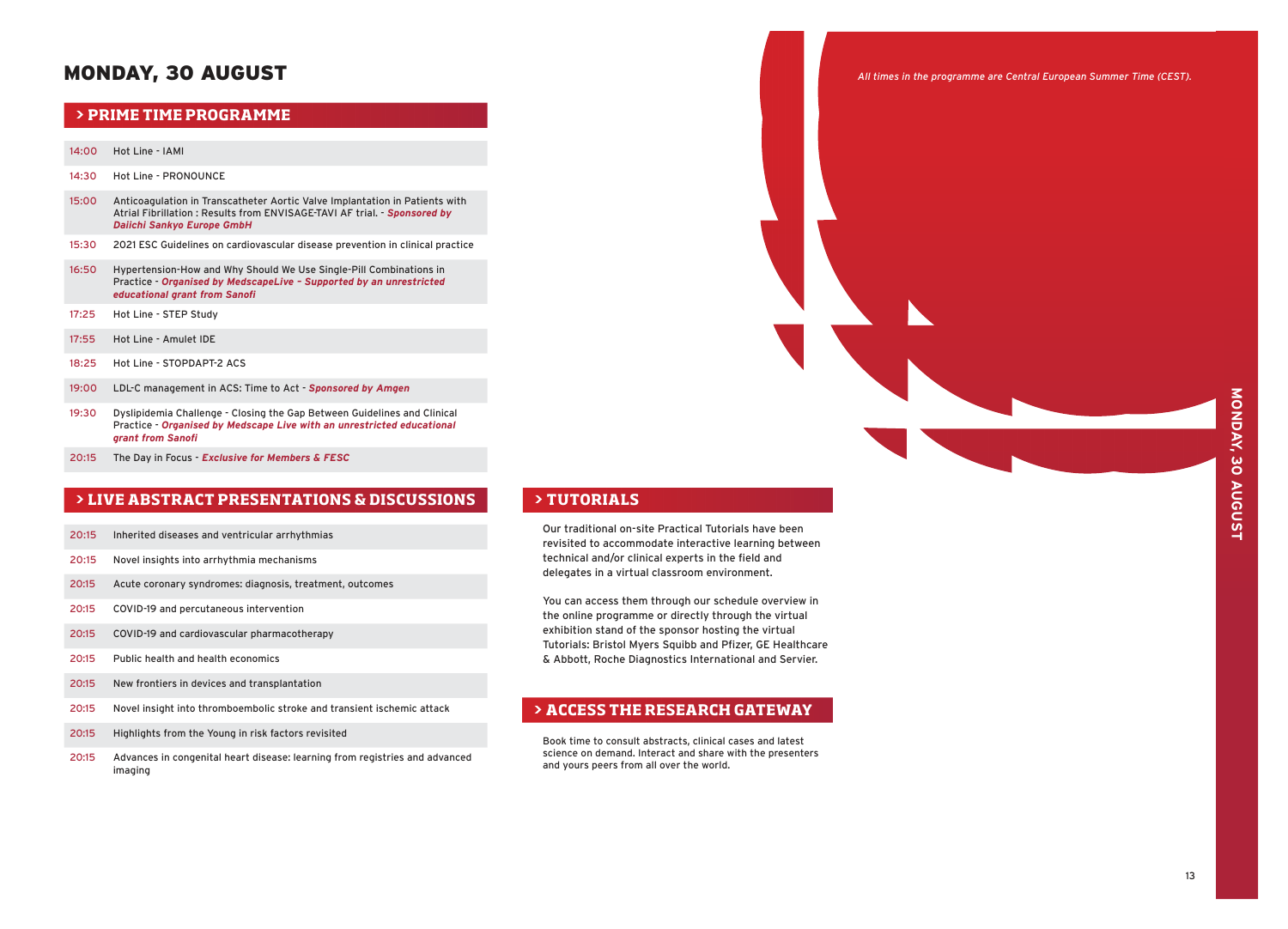# MONDAY, 30 AUGUST

*All times in the programme are Central European Summer Time (CEST).*

## > PRIME TIME PROGRAMME

| Time | Session |
|---|---|
| 14:00 | Hot Line - IAMI |
| 14:30 | Hot Line - PRONOUNCE |
| 15:00 | Anticoagulation in Transcatheter Aortic Valve Implantation in Patients with Atrial Fibrillation : Results from ENVISAGE-TAVI AF trial. - ***Sponsored by Daiichi Sankyo Europe GmbH*** |
| 15:30 | 2021 ESC Guidelines on cardiovascular disease prevention in clinical practice |
| 16:50 | Hypertension-How and Why Should We Use Single-Pill Combinations in Practice - ***Organised by MedscapeLive – Supported by an unrestricted educational grant from Sanofi*** |
| 17:25 | Hot Line - STEP Study |
| 17:55 | Hot Line - Amulet IDE |
| 18:25 | Hot Line - STOPDAPT-2 ACS |
| 19:00 | LDL-C management in ACS: Time to Act - ***Sponsored by Amgen*** |
| 19:30 | Dyslipidemia Challenge - Closing the Gap Between Guidelines and Clinical Practice - ***Organised by Medscape Live with an unrestricted educational grant from Sanofi*** |
| 20:15 | The Day in Focus - ***Exclusive for Members & FESC*** |

## > LIVE ABSTRACT PRESENTATIONS & DISCUSSIONS

| Time | Session |
|---|---|
| 20:15 | Inherited diseases and ventricular arrhythmias |
| 20:15 | Novel insights into arrhythmia mechanisms |
| 20:15 | Acute coronary syndromes: diagnosis, treatment, outcomes |
| 20:15 | COVID-19 and percutaneous intervention |
| 20:15 | COVID-19 and cardiovascular pharmacotherapy |
| 20:15 | Public health and health economics |
| 20:15 | New frontiers in devices and transplantation |
| 20:15 | Novel insight into thromboembolic stroke and transient ischemic attack |
| 20:15 | Highlights from the Young in risk factors revisited |
| 20:15 | Advances in congenital heart disease: learning from registries and advanced imaging |

## > TUTORIALS

Our traditional on-site Practical Tutorials have been revisited to accommodate interactive learning between technical and/or clinical experts in the field and delegates in a virtual classroom environment.

You can access them through our schedule overview in the online programme or directly through the virtual exhibition stand of the sponsor hosting the virtual Tutorials: Bristol Myers Squibb and Pfizer, GE Healthcare & Abbott, Roche Diagnostics International and Servier.

## > ACCESS THE RESEARCH GATEWAY

Book time to consult abstracts, clinical cases and latest science on demand. Interact and share with the presenters and yours peers from all over the world.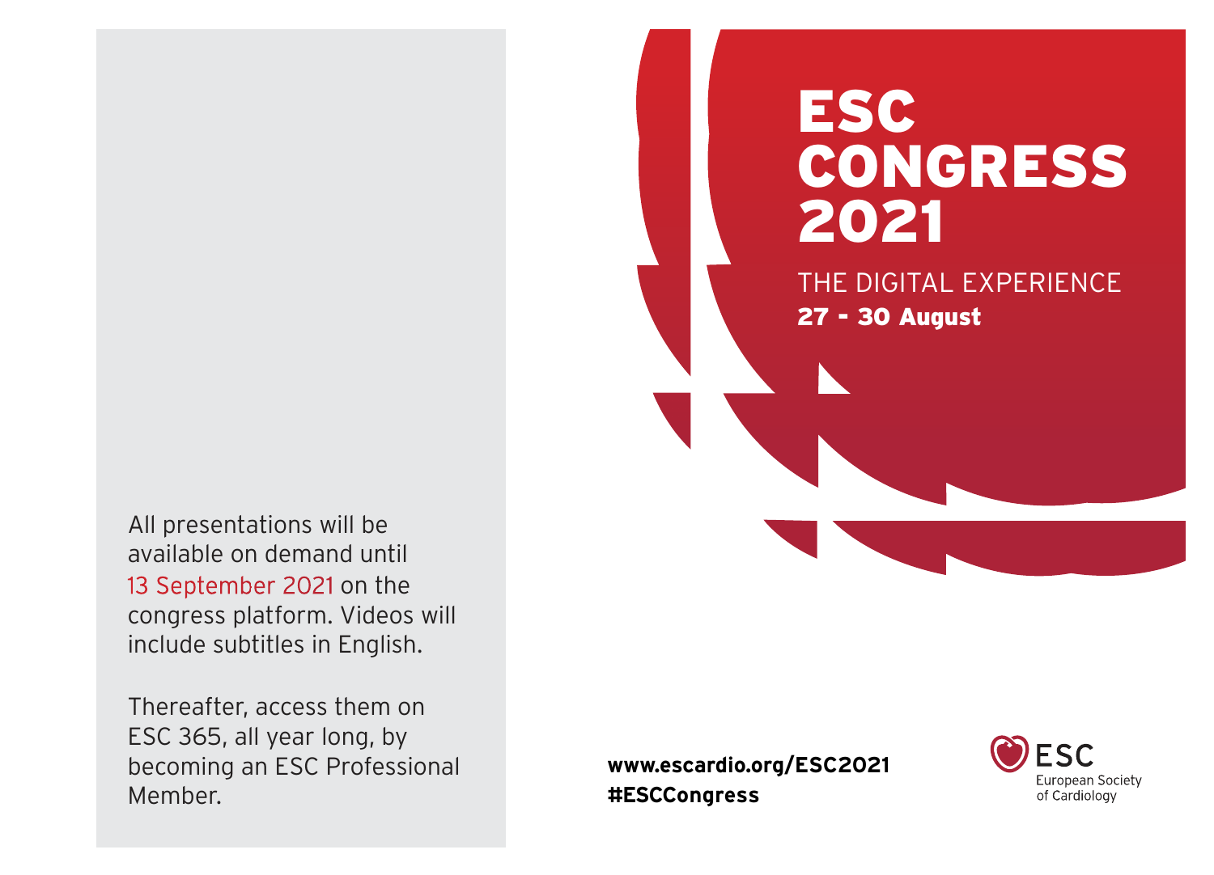All presentations will be available on demand until 13 September 2021 on the congress platform. Videos will include subtitles in English.

Thereafter, access them on ESC 365, all year long, by becoming an ESC Professional Member.

# ESC CONGRESS 2021

THE DIGITAL EXPERIENCE

**27 - 30 August**

**www.escardio.org/ESC2021**
**#ESCCongress**

ESC
European Society of Cardiology